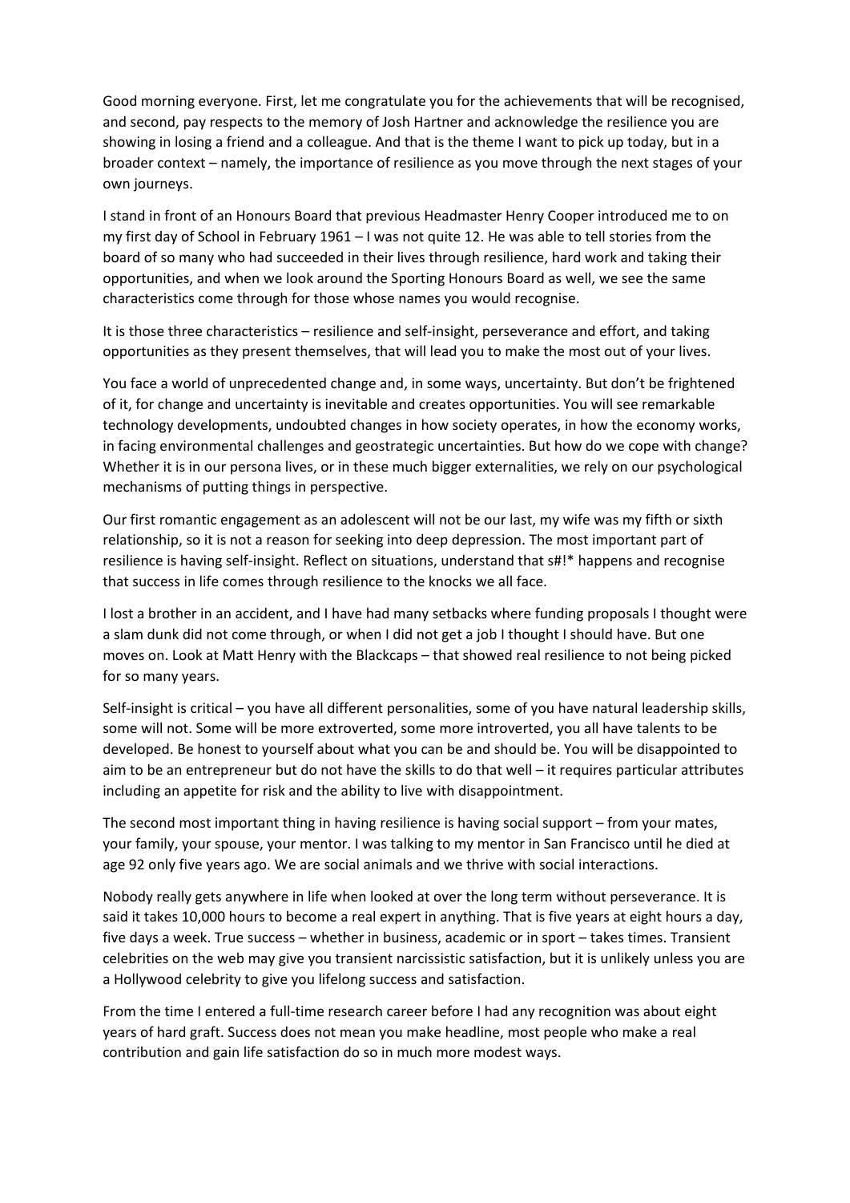Good morning everyone. First, let me congratulate you for the achievements that will be recognised, and second, pay respects to the memory of Josh Hartner and acknowledge the resilience you are showing in losing a friend and a colleague. And that is the theme I want to pick up today, but in a broader context – namely, the importance of resilience as you move through the next stages of your own journeys.

I stand in front of an Honours Board that previous Headmaster Henry Cooper introduced me to on my first day of School in February 1961 – I was not quite 12. He was able to tell stories from the board of so many who had succeeded in their lives through resilience, hard work and taking their opportunities, and when we look around the Sporting Honours Board as well, we see the same characteristics come through for those whose names you would recognise.

It is those three characteristics – resilience and self-insight, perseverance and effort, and taking opportunities as they present themselves, that will lead you to make the most out of your lives.

You face a world of unprecedented change and, in some ways, uncertainty. But don't be frightened of it, for change and uncertainty is inevitable and creates opportunities. You will see remarkable technology developments, undoubted changes in how society operates, in how the economy works, in facing environmental challenges and geostrategic uncertainties. But how do we cope with change? Whether it is in our persona lives, or in these much bigger externalities, we rely on our psychological mechanisms of putting things in perspective.

Our first romantic engagement as an adolescent will not be our last, my wife was my fifth or sixth relationship, so it is not a reason for seeking into deep depression. The most important part of resilience is having self-insight. Reflect on situations, understand that s#!* happens and recognise that success in life comes through resilience to the knocks we all face.

I lost a brother in an accident, and I have had many setbacks where funding proposals I thought were a slam dunk did not come through, or when I did not get a job I thought I should have. But one moves on. Look at Matt Henry with the Blackcaps – that showed real resilience to not being picked for so many years.

Self-insight is critical – you have all different personalities, some of you have natural leadership skills, some will not. Some will be more extroverted, some more introverted, you all have talents to be developed. Be honest to yourself about what you can be and should be. You will be disappointed to aim to be an entrepreneur but do not have the skills to do that well – it requires particular attributes including an appetite for risk and the ability to live with disappointment.

The second most important thing in having resilience is having social support – from your mates, your family, your spouse, your mentor. I was talking to my mentor in San Francisco until he died at age 92 only five years ago. We are social animals and we thrive with social interactions.

Nobody really gets anywhere in life when looked at over the long term without perseverance. It is said it takes 10,000 hours to become a real expert in anything. That is five years at eight hours a day, five days a week. True success – whether in business, academic or in sport – takes times. Transient celebrities on the web may give you transient narcissistic satisfaction, but it is unlikely unless you are a Hollywood celebrity to give you lifelong success and satisfaction.

From the time I entered a full-time research career before I had any recognition was about eight years of hard graft. Success does not mean you make headline, most people who make a real contribution and gain life satisfaction do so in much more modest ways.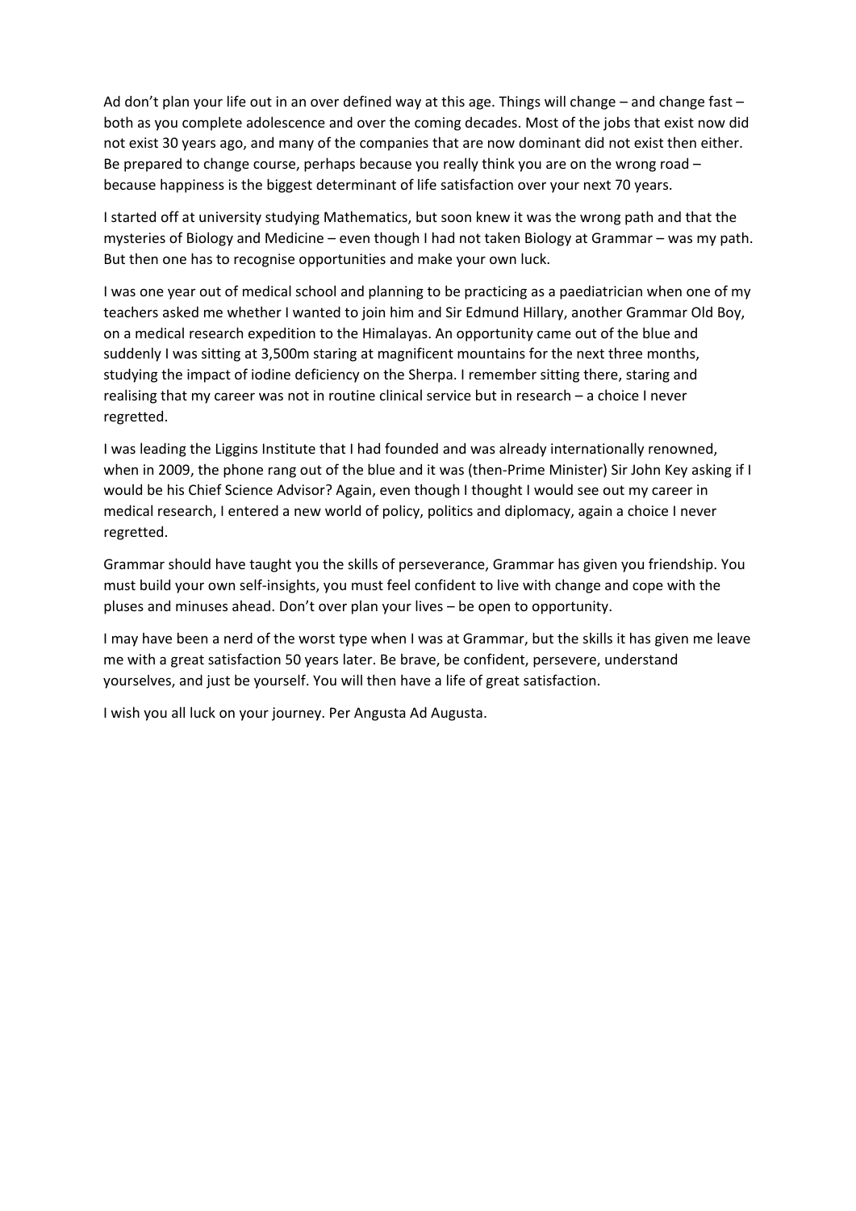Ad don't plan your life out in an over defined way at this age. Things will change – and change fast – both as you complete adolescence and over the coming decades. Most of the jobs that exist now did not exist 30 years ago, and many of the companies that are now dominant did not exist then either. Be prepared to change course, perhaps because you really think you are on the wrong road – because happiness is the biggest determinant of life satisfaction over your next 70 years.

I started off at university studying Mathematics, but soon knew it was the wrong path and that the mysteries of Biology and Medicine – even though I had not taken Biology at Grammar – was my path. But then one has to recognise opportunities and make your own luck.

I was one year out of medical school and planning to be practicing as a paediatrician when one of my teachers asked me whether I wanted to join him and Sir Edmund Hillary, another Grammar Old Boy, on a medical research expedition to the Himalayas. An opportunity came out of the blue and suddenly I was sitting at 3,500m staring at magnificent mountains for the next three months, studying the impact of iodine deficiency on the Sherpa. I remember sitting there, staring and realising that my career was not in routine clinical service but in research – a choice I never regretted.

I was leading the Liggins Institute that I had founded and was already internationally renowned, when in 2009, the phone rang out of the blue and it was (then-Prime Minister) Sir John Key asking if I would be his Chief Science Advisor? Again, even though I thought I would see out my career in medical research, I entered a new world of policy, politics and diplomacy, again a choice I never regretted.

Grammar should have taught you the skills of perseverance, Grammar has given you friendship. You must build your own self-insights, you must feel confident to live with change and cope with the pluses and minuses ahead. Don't over plan your lives – be open to opportunity.

I may have been a nerd of the worst type when I was at Grammar, but the skills it has given me leave me with a great satisfaction 50 years later. Be brave, be confident, persevere, understand yourselves, and just be yourself. You will then have a life of great satisfaction.

I wish you all luck on your journey. Per Angusta Ad Augusta.